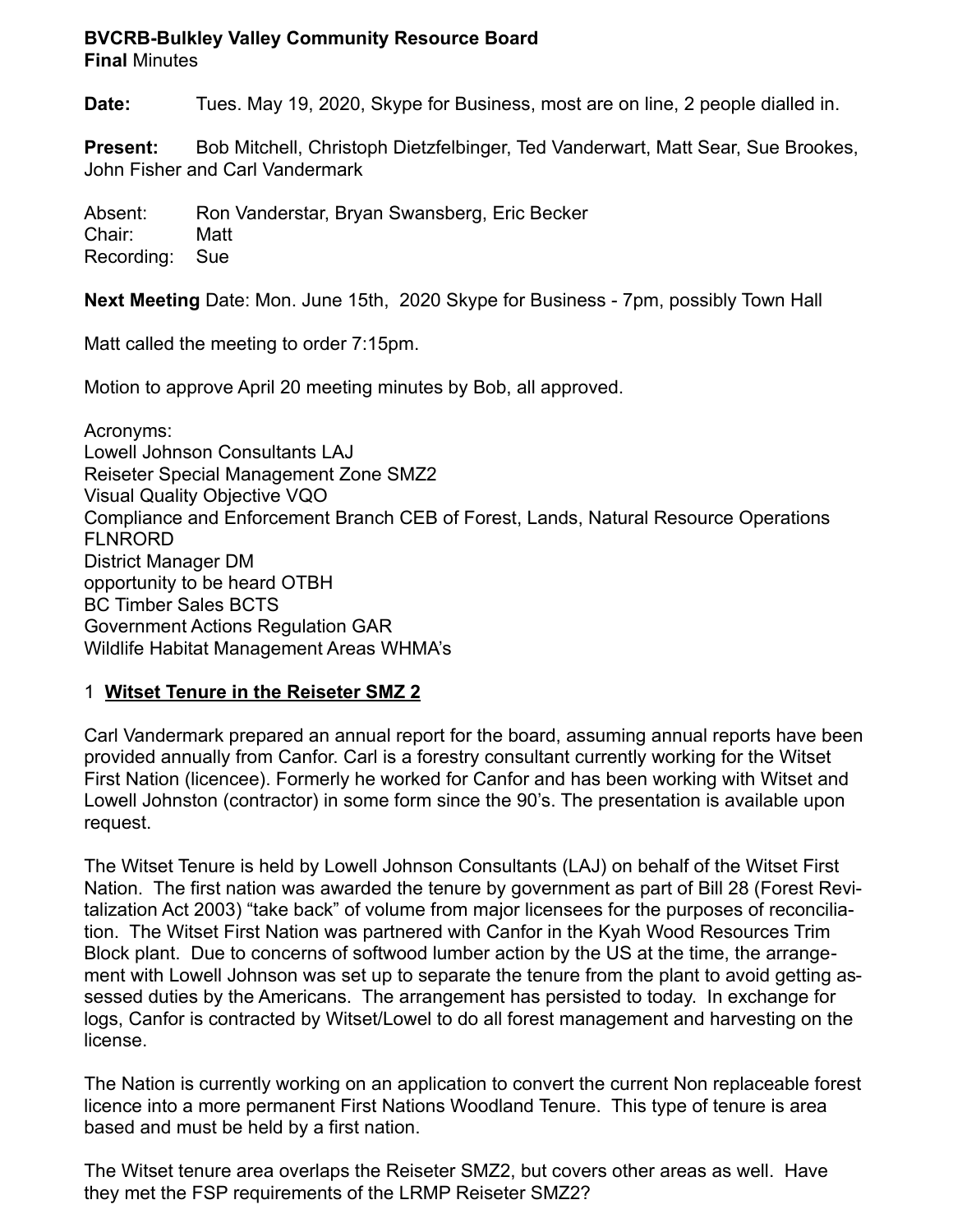**BVCRB-Bulkley Valley Community Resource Board**
**Final** Minutes

**Date:** Tues. May 19, 2020, Skype for Business, most are on line, 2 people dialled in.

**Present:** Bob Mitchell, Christoph Dietzfelbinger, Ted Vanderwart, Matt Sear, Sue Brookes, John Fisher and Carl Vandermark

Absent: Ron Vanderstar, Bryan Swansberg, Eric Becker
Chair: Matt
Recording: Sue

**Next Meeting** Date: Mon. June 15th, 2020 Skype for Business - 7pm, possibly Town Hall

Matt called the meeting to order 7:15pm.

Motion to approve April 20 meeting minutes by Bob, all approved.

Acronyms:
Lowell Johnson Consultants LAJ
Reiseter Special Management Zone SMZ2
Visual Quality Objective VQO
Compliance and Enforcement Branch CEB of Forest, Lands, Natural Resource Operations FLNRORD
District Manager DM
opportunity to be heard OTBH
BC Timber Sales BCTS
Government Actions Regulation GAR
Wildlife Habitat Management Areas WHMA's

1 **Witset Tenure in the Reiseter SMZ 2**

Carl Vandermark prepared an annual report for the board, assuming annual reports have been provided annually from Canfor. Carl is a forestry consultant currently working for the Witset First Nation (licencee). Formerly he worked for Canfor and has been working with Witset and Lowell Johnston (contractor) in some form since the 90's. The presentation is available upon request.

The Witset Tenure is held by Lowell Johnson Consultants (LAJ) on behalf of the Witset First Nation. The first nation was awarded the tenure by government as part of Bill 28 (Forest Revitalization Act 2003) "take back" of volume from major licensees for the purposes of reconciliation. The Witset First Nation was partnered with Canfor in the Kyah Wood Resources Trim Block plant. Due to concerns of softwood lumber action by the US at the time, the arrangement with Lowell Johnson was set up to separate the tenure from the plant to avoid getting assessed duties by the Americans. The arrangement has persisted to today. In exchange for logs, Canfor is contracted by Witset/Lowel to do all forest management and harvesting on the license.

The Nation is currently working on an application to convert the current Non replaceable forest licence into a more permanent First Nations Woodland Tenure. This type of tenure is area based and must be held by a first nation.

The Witset tenure area overlaps the Reiseter SMZ2, but covers other areas as well. Have they met the FSP requirements of the LRMP Reiseter SMZ2?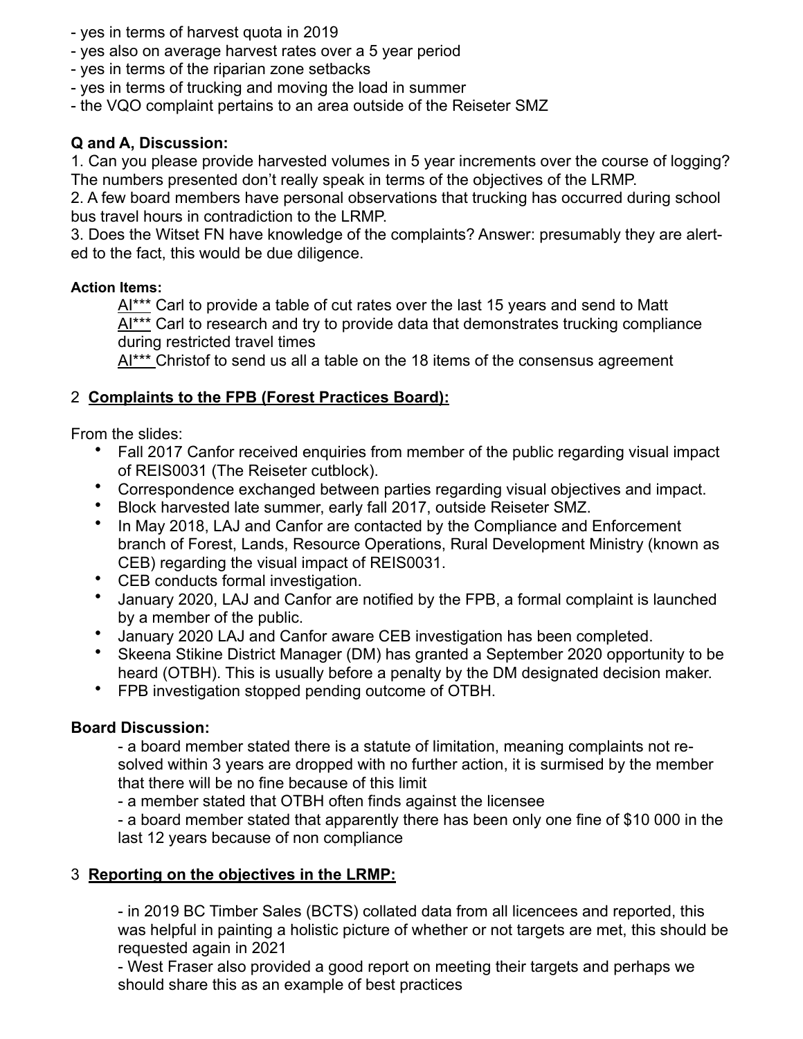- yes in terms of harvest quota in 2019
- yes also on average harvest rates over a 5 year period
- yes in terms of the riparian zone setbacks
- yes in terms of trucking and moving the load in summer
- the VQO complaint pertains to an area outside of the Reiseter SMZ

**Q and A, Discussion:**

1. Can you please provide harvested volumes in 5 year increments over the course of logging? The numbers presented don't really speak in terms of the objectives of the LRMP.
2. A few board members have personal observations that trucking has occurred during school bus travel hours in contradiction to the LRMP.
3. Does the Witset FN have knowledge of the complaints? Answer: presumably they are alerted to the fact, this would be due diligence.

**Action Items:**

AI*** Carl to provide a table of cut rates over the last 15 years and send to Matt
AI*** Carl to research and try to provide data that demonstrates trucking compliance during restricted travel times
AI*** Christof to send us all a table on the 18 items of the consensus agreement

## 2 Complaints to the FPB (Forest Practices Board):

From the slides:

- Fall 2017 Canfor received enquiries from member of the public regarding visual impact of REIS0031 (The Reiseter cutblock).
- Correspondence exchanged between parties regarding visual objectives and impact.
- Block harvested late summer, early fall 2017, outside Reiseter SMZ.
- In May 2018, LAJ and Canfor are contacted by the Compliance and Enforcement branch of Forest, Lands, Resource Operations, Rural Development Ministry (known as CEB) regarding the visual impact of REIS0031.
- CEB conducts formal investigation.
- January 2020, LAJ and Canfor are notified by the FPB, a formal complaint is launched by a member of the public.
- January 2020 LAJ and Canfor aware CEB investigation has been completed.
- Skeena Stikine District Manager (DM) has granted a September 2020 opportunity to be heard (OTBH). This is usually before a penalty by the DM designated decision maker.
- FPB investigation stopped pending outcome of OTBH.

**Board Discussion:**

- a board member stated there is a statute of limitation, meaning complaints not resolved within 3 years are dropped with no further action, it is surmised by the member that there will be no fine because of this limit
- a member stated that OTBH often finds against the licensee
- a board member stated that apparently there has been only one fine of $10 000 in the last 12 years because of non compliance

## 3 Reporting on the objectives in the LRMP:

- in 2019 BC Timber Sales (BCTS) collated data from all licencees and reported, this was helpful in painting a holistic picture of whether or not targets are met, this should be requested again in 2021
- West Fraser also provided a good report on meeting their targets and perhaps we should share this as an example of best practices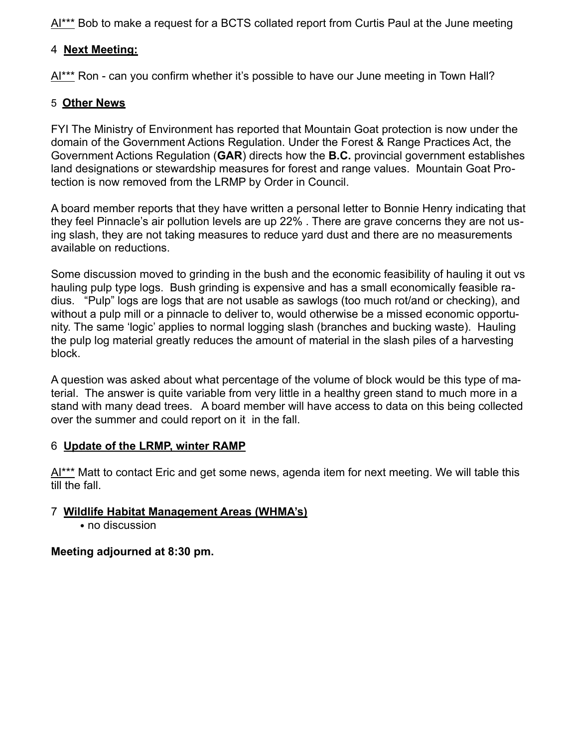AI*** Bob to make a request for a BCTS collated report from Curtis Paul at the June meeting

## 4 Next Meeting:

AI*** Ron - can you confirm whether it's possible to have our June meeting in Town Hall?

## 5 Other News

FYI The Ministry of Environment has reported that Mountain Goat protection is now under the domain of the Government Actions Regulation. Under the Forest & Range Practices Act, the Government Actions Regulation (**GAR**) directs how the **B.C.** provincial government establishes land designations or stewardship measures for forest and range values. Mountain Goat Protection is now removed from the LRMP by Order in Council.

A board member reports that they have written a personal letter to Bonnie Henry indicating that they feel Pinnacle's air pollution levels are up 22% . There are grave concerns they are not using slash, they are not taking measures to reduce yard dust and there are no measurements available on reductions.

Some discussion moved to grinding in the bush and the economic feasibility of hauling it out vs hauling pulp type logs. Bush grinding is expensive and has a small economically feasible radius. "Pulp" logs are logs that are not usable as sawlogs (too much rot/and or checking), and without a pulp mill or a pinnacle to deliver to, would otherwise be a missed economic opportunity. The same 'logic' applies to normal logging slash (branches and bucking waste). Hauling the pulp log material greatly reduces the amount of material in the slash piles of a harvesting block.

A question was asked about what percentage of the volume of block would be this type of material. The answer is quite variable from very little in a healthy green stand to much more in a stand with many dead trees. A board member will have access to data on this being collected over the summer and could report on it in the fall.

## 6 Update of the LRMP, winter RAMP

AI*** Matt to contact Eric and get some news, agenda item for next meeting. We will table this till the fall.

## 7 Wildlife Habitat Management Areas (WHMA's)

- no discussion

**Meeting adjourned at 8:30 pm.**